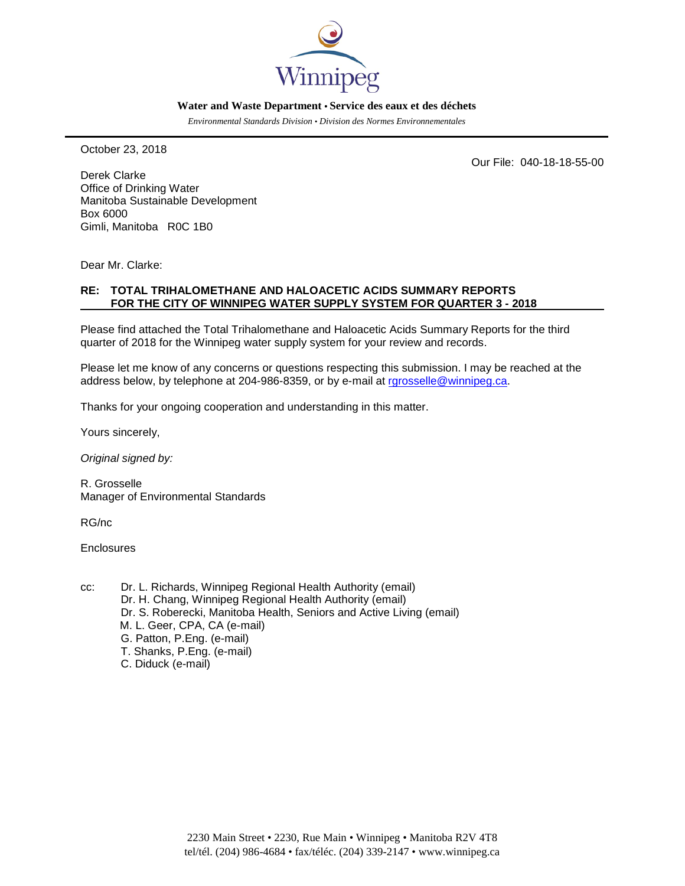Winnipeg

**Water and Waste Department • Service des eaux et des déchets**

*Environmental Standards Division • Division des Normes Environnementales*

October 23, 2018

Our File: 040-18-18-55-00

Derek Clarke
Office of Drinking Water
Manitoba Sustainable Development
Box 6000
Gimli, Manitoba R0C 1B0

Dear Mr. Clarke:

**RE: TOTAL TRIHALOMETHANE AND HALOACETIC ACIDS SUMMARY REPORTS FOR THE CITY OF WINNIPEG WATER SUPPLY SYSTEM FOR QUARTER 3 - 2018**

Please find attached the Total Trihalomethane and Haloacetic Acids Summary Reports for the third quarter of 2018 for the Winnipeg water supply system for your review and records.

Please let me know of any concerns or questions respecting this submission. I may be reached at the address below, by telephone at 204-986-8359, or by e-mail at rgrosselle@winnipeg.ca.

Thanks for your ongoing cooperation and understanding in this matter.

Yours sincerely,

*Original signed by:*

R. Grosselle
Manager of Environmental Standards

RG/nc

Enclosures

cc: Dr. L. Richards, Winnipeg Regional Health Authority (email)
Dr. H. Chang, Winnipeg Regional Health Authority (email)
Dr. S. Roberecki, Manitoba Health, Seniors and Active Living (email)
M. L. Geer, CPA, CA (e-mail)
G. Patton, P.Eng. (e-mail)
T. Shanks, P.Eng. (e-mail)
C. Diduck (e-mail)

2230 Main Street • 2230, Rue Main • Winnipeg • Manitoba R2V 4T8
tel/tél. (204) 986-4684 • fax/téléc. (204) 339-2147 • www.winnipeg.ca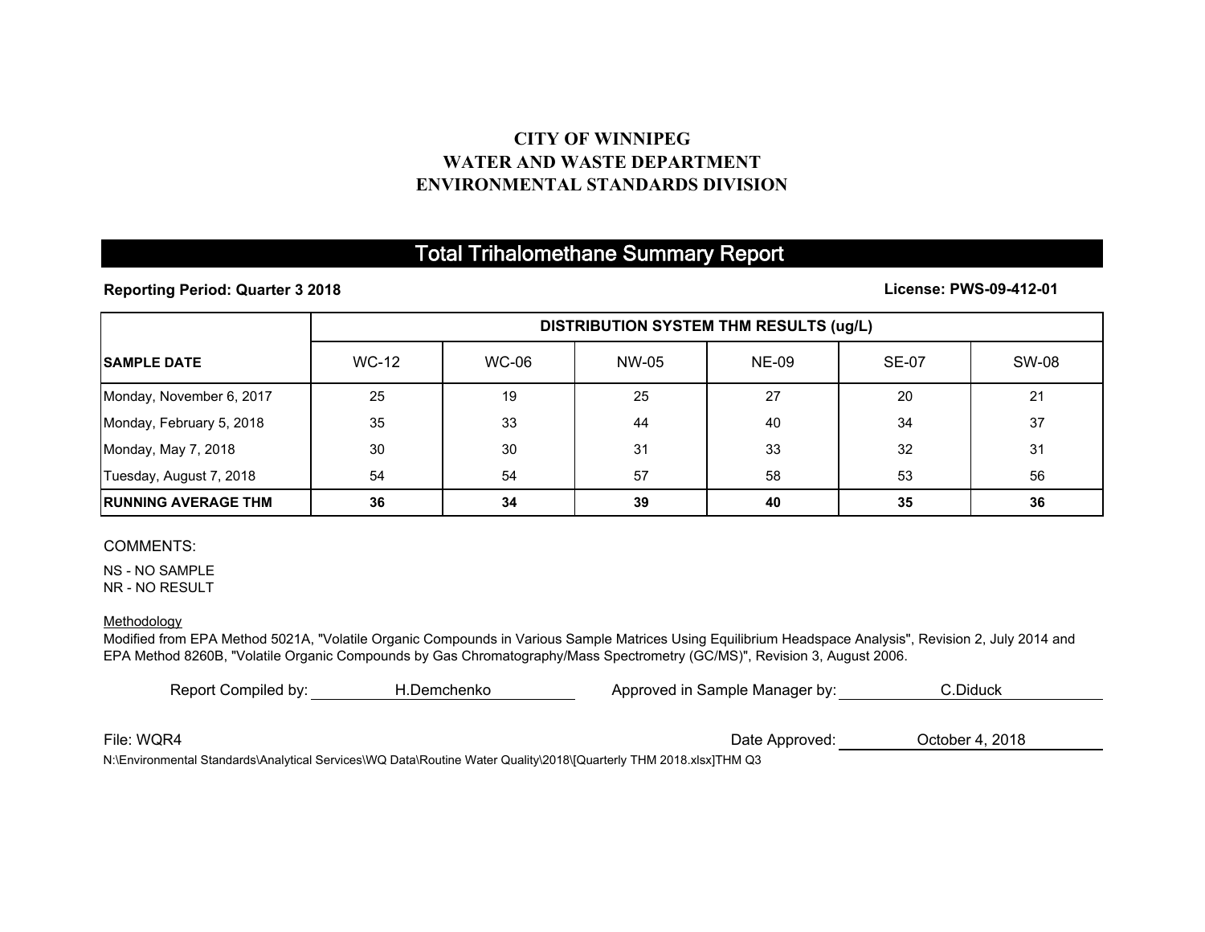# CITY OF WINNIPEG
# WATER AND WASTE DEPARTMENT
# ENVIRONMENTAL STANDARDS DIVISION

## Total Trihalomethane Summary Report

**Reporting Period: Quarter 3 2018** **License: PWS-09-412-01**

| | DISTRIBUTION SYSTEM THM RESULTS (ug/L) | | | | | |
|---|---|---|---|---|---|---|
| **SAMPLE DATE** | WC-12 | WC-06 | NW-05 | NE-09 | SE-07 | SW-08 |
| Monday, November 6, 2017 | 25 | 19 | 25 | 27 | 20 | 21 |
| Monday, February 5, 2018 | 35 | 33 | 44 | 40 | 34 | 37 |
| Monday, May 7, 2018 | 30 | 30 | 31 | 33 | 32 | 31 |
| Tuesday, August 7, 2018 | 54 | 54 | 57 | 58 | 53 | 56 |
| **RUNNING AVERAGE THM** | **36** | **34** | **39** | **40** | **35** | **36** |

COMMENTS:

NS - NO SAMPLE
NR - NO RESULT

Methodology

Modified from EPA Method 5021A, "Volatile Organic Compounds in Various Sample Matrices Using Equilibrium Headspace Analysis", Revision 2, July 2014 and EPA Method 8260B, "Volatile Organic Compounds by Gas Chromatography/Mass Spectrometry (GC/MS)", Revision 3, August 2006.

Report Compiled by: H.Demchenko  Approved in Sample Manager by: C.Diduck

File: WQR4  Date Approved: October 4, 2018

N:\Environmental Standards\Analytical Services\WQ Data\Routine Water Quality\2018\[Quarterly THM 2018.xlsx]THM Q3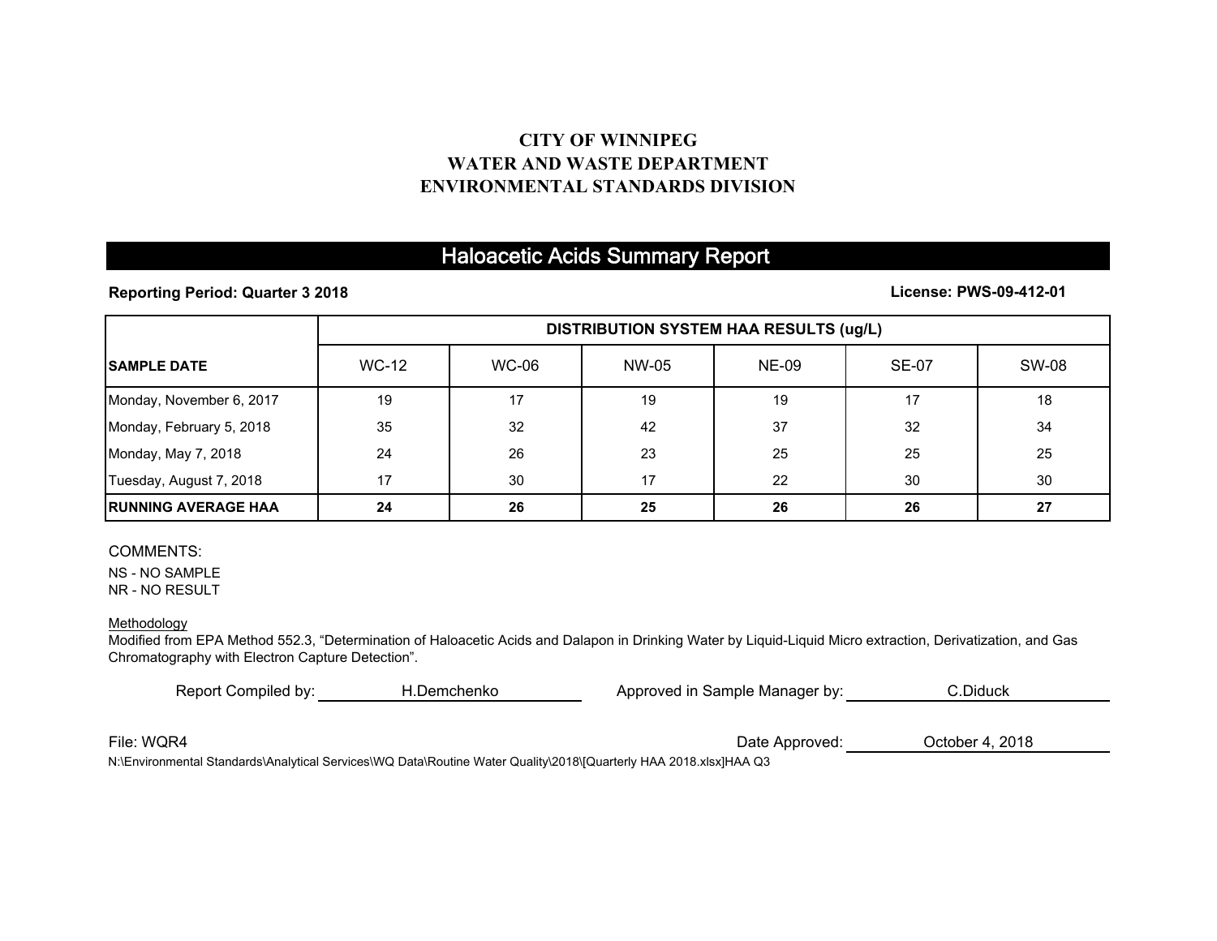**CITY OF WINNIPEG**
**WATER AND WASTE DEPARTMENT**
**ENVIRONMENTAL STANDARDS DIVISION**

# Haloacetic Acids Summary Report

**Reporting Period: Quarter 3 2018** **License: PWS-09-412-01**

| | DISTRIBUTION SYSTEM HAA RESULTS (ug/L) | | | | | |
|---|---|---|---|---|---|---|
| **SAMPLE DATE** | WC-12 | WC-06 | NW-05 | NE-09 | SE-07 | SW-08 |
| Monday, November 6, 2017 | 19 | 17 | 19 | 19 | 17 | 18 |
| Monday, February 5, 2018 | 35 | 32 | 42 | 37 | 32 | 34 |
| Monday, May 7, 2018 | 24 | 26 | 23 | 25 | 25 | 25 |
| Tuesday, August 7, 2018 | 17 | 30 | 17 | 22 | 30 | 30 |
| **RUNNING AVERAGE HAA** | **24** | **26** | **25** | **26** | **26** | **27** |

COMMENTS:

NS - NO SAMPLE
NR - NO RESULT

Methodology
Modified from EPA Method 552.3, "Determination of Haloacetic Acids and Dalapon in Drinking Water by Liquid-Liquid Micro extraction, Derivatization, and Gas Chromatography with Electron Capture Detection".

Report Compiled by: H.Demchenko

Approved in Sample Manager by: C.Diduck

File: WQR4

Date Approved: October 4, 2018

N:\Environmental Standards\Analytical Services\WQ Data\Routine Water Quality\2018\[Quarterly HAA 2018.xlsx]HAA Q3